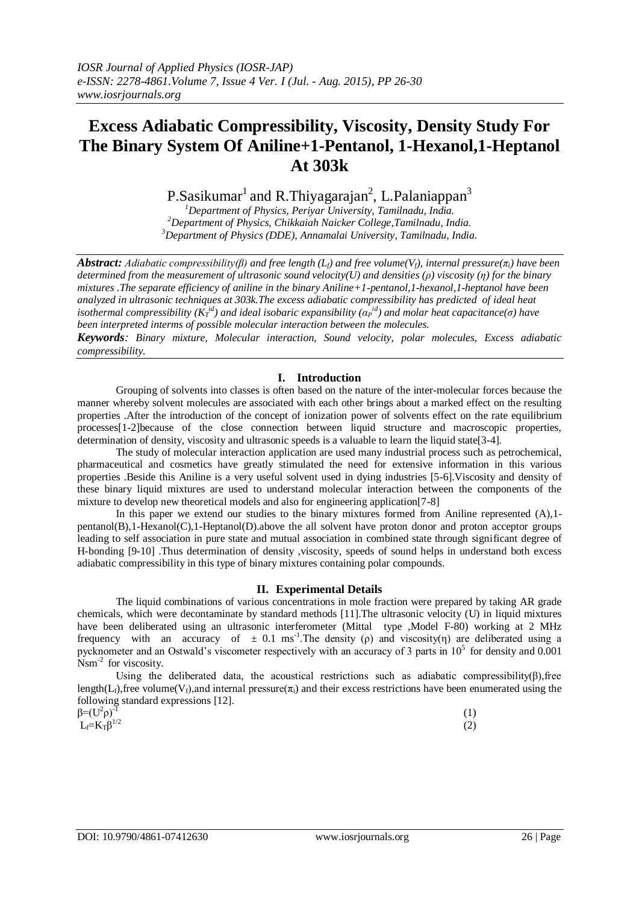# Excess Adiabatic Compressibility, Viscosity, Density Study For The Binary System Of Aniline+1-Pentanol, 1-Hexanol,1-Heptanol At 303k

P.Sasikumar[1] and R.Thiyagarajan[2], L.Palaniappan[3]

[1]Department of Physics, Periyar University, Tamilnadu, India.
[2]Department of Physics, Chikkaiah Naicker College,Tamilnadu, India.
[3]Department of Physics (DDE), Annamalai University, Tamilnadu, India.

***Abstract:*** *Adiabatic compressibility(β) and free length ($L_f$) and free volume($V_f$), internal pressure($\pi_i$) have been determined from the measurement of ultrasonic sound velocity(U) and densities (ρ) viscosity (η) for the binary mixtures .The separate efficiency of aniline in the binary Aniline+1-pentanol,1-hexanol,1-heptanol have been analyzed in ultrasonic techniques at 303k.The excess adiabatic compressibility has predicted of ideal heat isothermal compressibility ($K_T^{id}$) and ideal isobaric expansibility ($\alpha_P^{id}$) and molar heat capacitance(σ) have been interpreted interms of possible molecular interaction between the molecules.*

***Keywords****: Binary mixture, Molecular interaction, Sound velocity, polar molecules, Excess adiabatic compressibility.*

## I. Introduction

Grouping of solvents into classes is often based on the nature of the inter-molecular forces because the manner whereby solvent molecules are associated with each other brings about a marked effect on the resulting properties .After the introduction of the concept of ionization power of solvents effect on the rate equilibrium processes[1-2]because of the close connection between liquid structure and macroscopic properties, determination of density, viscosity and ultrasonic speeds is a valuable to learn the liquid state[3-4].

The study of molecular interaction application are used many industrial process such as petrochemical, pharmaceutical and cosmetics have greatly stimulated the need for extensive information in this various properties .Beside this Aniline is a very useful solvent used in dying industries [5-6].Viscosity and density of these binary liquid mixtures are used to understand molecular interaction between the components of the mixture to develop new theoretical models and also for engineering application[7-8]

In this paper we extend our studies to the binary mixtures formed from Aniline represented (A),1-pentanol(B),1-Hexanol(C),1-Heptanol(D).above the all solvent have proton donor and proton acceptor groups leading to self association in pure state and mutual association in combined state through significant degree of H-bonding [9-10] .Thus determination of density ,viscosity, speeds of sound helps in understand both excess adiabatic compressibility in this type of binary mixtures containing polar compounds.

## II. Experimental Details

The liquid combinations of various concentrations in mole fraction were prepared by taking AR grade chemicals, which were decontaminate by standard methods [11].The ultrasonic velocity (U) in liquid mixtures have been deliberated using an ultrasonic interferometer (Mittal type ,Model F-80) working at 2 MHz frequency with an accuracy of ± 0.1 $ms^{-1}$.The density (ρ) and viscosity(η) are deliberated using a pycknometer and an Ostwald's viscometer respectively with an accuracy of 3 parts in $10^5$ for density and 0.001 $Nsm^{-2}$ for viscosity.

Using the deliberated data, the acoustical restrictions such as adiabatic compressibility(β),free length($L_f$),free volume($V_f$),and internal pressure($\pi_i$) and their excess restrictions have been enumerated using the following standard expressions [12].

$$\beta=(U^2\rho)^{-1} \quad (1)$$

$$L_f=K_T\beta^{1/2} \quad (2)$$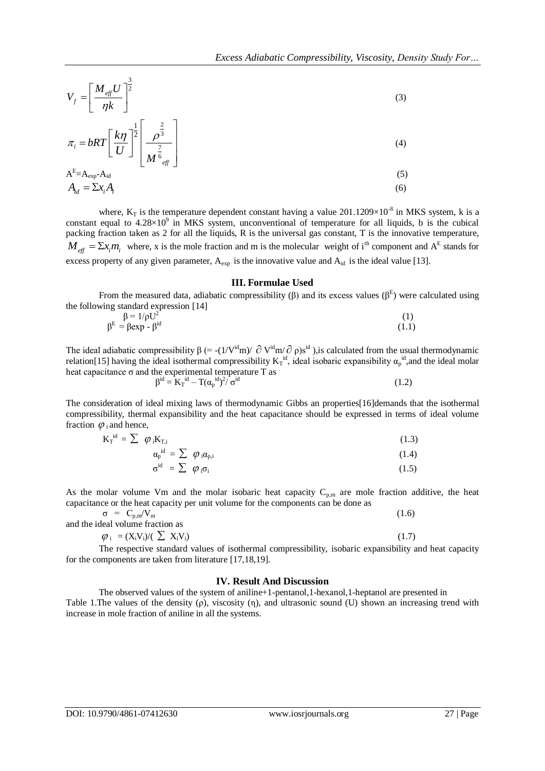$$V_f = \left[\frac{M_{eff}U}{\eta k}\right]^{\frac{3}{2}} \tag{3}$$

$$\pi_i = bRT\left[\frac{k\eta}{U}\right]^{\frac{1}{2}}\left[\frac{\rho^{\frac{2}{3}}}{M^{\frac{7}{6}}_{eff}}\right] \tag{4}$$

$$A^E = A_{exp} - A_{id} \tag{5}$$

$$A_{id} = \Sigma x_i A_i \tag{6}$$

where, $K_T$ is the temperature dependent constant having a value $201.1209\times10^{-8}$ in MKS system, k is a constant equal to $4.28\times10^{9}$ in MKS system, unconventional of temperature for all liquids, b is the cubical packing fraction taken as 2 for all the liquids, R is the universal gas constant, T is the innovative temperature, $M_{eff} = \Sigma x_i m_i$ where, x is the mole fraction and m is the molecular weight of i[th] component and $A^E$ stands for excess property of any given parameter, $A_{exp}$ is the innovative value and $A_{id}$ is the ideal value [13].

## III. Formulae Used

From the measured data, adiabatic compressibility (β) and its excess values ($\beta^E$) were calculated using the following standard expression [14]

$$\beta = 1/\rho U^2 \tag{1}$$

$$\beta^E = \beta exp - \beta^{id} \tag{1.1}$$

The ideal adiabatic compressibility $\beta$ $(= -(1/V^{id}m)/\ \partial V^{id}m/\partial \rho)s^{id}$ ),is calculated from the usual thermodynamic relation[15] having the ideal isothermal compressibility $K_T^{id}$, ideal isobaric expansibility $\alpha_p^{id}$,and the ideal molar heat capacitance σ and the experimental temperature T as

$$\beta^{id} = K_T^{id} - T(\alpha_p^{id})^2/\ \sigma^{id} \tag{1.2}$$

The consideration of ideal mixing laws of thermodynamic Gibbs an properties[16]demands that the isothermal compressibility, thermal expansibility and the heat capacitance should be expressed in terms of ideal volume fraction $\varphi_i$ and hence,

$$K_T^{id} = \sum \varphi_i K_{T,i} \tag{1.3}$$

$$\alpha_p^{id} = \sum \varphi_i \alpha_{p,i} \tag{1.4}$$

$$\sigma^{id} = \sum \varphi_i \sigma_i \tag{1.5}$$

As the molar volume Vm and the molar isobaric heat capacity $C_{p,m}$ are mole fraction additive, the heat capacitance or the heat capacity per unit volume for the components can be done as

$$\sigma = C_{p,m}/V_m \tag{1.6}$$

and the ideal volume fraction as

$$\varphi_i = (X_iV_i)/(\sum X_iV_i) \tag{1.7}$$

The respective standard values of isothermal compressibility, isobaric expansibility and heat capacity for the components are taken from literature [17,18,19].

## IV. Result And Discussion

The observed values of the system of aniline+1-pentanol,1-hexanol,1-heptanol are presented in Table 1.The values of the density (ρ), viscosity (η), and ultrasonic sound (U) shown an increasing trend with increase in mole fraction of aniline in all the systems.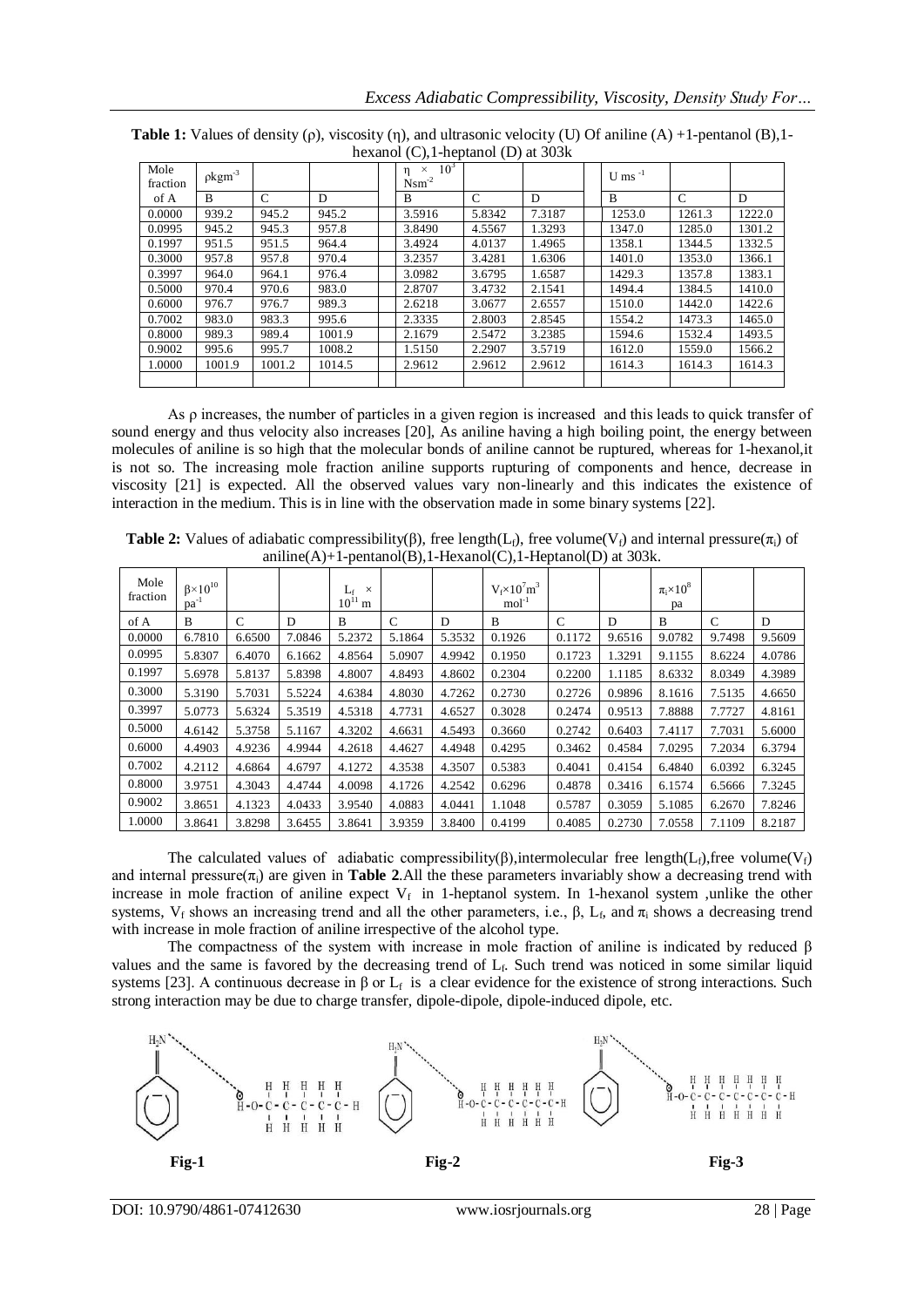**Table 1:** Values of density (ρ), viscosity (η), and ultrasonic velocity (U) Of aniline (A) +1-pentanol (B),1-hexanol (C),1-heptanol (D) at 303k

| Mole fraction | $\rho kgm^{-3}$ | | | $\eta \times 10^{3}$ $Nsm^{-2}$ | | | $U\ ms^{-1}$ | | |
|---|---|---|---|---|---|---|---|---|---|
| of A | B | C | D | B | C | D | B | C | D |
| 0.0000 | 939.2 | 945.2 | 945.2 | 3.5916 | 5.8342 | 7.3187 | 1253.0 | 1261.3 | 1222.0 |
| 0.0995 | 945.2 | 945.3 | 957.8 | 3.8490 | 4.5567 | 1.3293 | 1347.0 | 1285.0 | 1301.2 |
| 0.1997 | 951.5 | 951.5 | 964.4 | 3.4924 | 4.0137 | 1.4965 | 1358.1 | 1344.5 | 1332.5 |
| 0.3000 | 957.8 | 957.8 | 970.4 | 3.2357 | 3.4281 | 1.6306 | 1401.0 | 1353.0 | 1366.1 |
| 0.3997 | 964.0 | 964.1 | 976.4 | 3.0982 | 3.6795 | 1.6587 | 1429.3 | 1357.8 | 1383.1 |
| 0.5000 | 970.4 | 970.6 | 983.0 | 2.8707 | 3.4732 | 2.1541 | 1494.4 | 1384.5 | 1410.0 |
| 0.6000 | 976.7 | 976.7 | 989.3 | 2.6218 | 3.0677 | 2.6557 | 1510.0 | 1442.0 | 1422.6 |
| 0.7002 | 983.0 | 983.3 | 995.6 | 2.3335 | 2.8003 | 2.8545 | 1554.2 | 1473.3 | 1465.0 |
| 0.8000 | 989.3 | 989.4 | 1001.9 | 2.1679 | 2.5472 | 3.2385 | 1594.6 | 1532.4 | 1493.5 |
| 0.9002 | 995.6 | 995.7 | 1008.2 | 1.5150 | 2.2907 | 3.5719 | 1612.0 | 1559.0 | 1566.2 |
| 1.0000 | 1001.9 | 1001.2 | 1014.5 | 2.9612 | 2.9612 | 2.9612 | 1614.3 | 1614.3 | 1614.3 |

As ρ increases, the number of particles in a given region is increased and this leads to quick transfer of sound energy and thus velocity also increases [20], As aniline having a high boiling point, the energy between molecules of aniline is so high that the molecular bonds of aniline cannot be ruptured, whereas for 1-hexanol,it is not so. The increasing mole fraction aniline supports rupturing of components and hence, decrease in viscosity [21] is expected. All the observed values vary non-linearly and this indicates the existence of interaction in the medium. This is in line with the observation made in some binary systems [22].

**Table 2:** Values of adiabatic compressibility(β), free length($L_f$), free volume($V_f$) and internal pressure($\pi_i$) of aniline(A)+1-pentanol(B),1-Hexanol(C),1-Heptanol(D) at 303k.

| Mole fraction | $\beta\times10^{10}$ $pa^{-1}$ | | | $L_f \times 10^{11}$ m | | | $V_f\times10^{7}m^{3}$ $mol^{-1}$ | | | $\pi_i\times10^{8}$ pa | | |
|---|---|---|---|---|---|---|---|---|---|---|---|---|
| of A | B | C | D | B | C | D | B | C | D | B | C | D |
| 0.0000 | 6.7810 | 6.6500 | 7.0846 | 5.2372 | 5.1864 | 5.3532 | 0.1926 | 0.1172 | 9.6516 | 9.0782 | 9.7498 | 9.5609 |
| 0.0995 | 5.8307 | 6.4070 | 6.1662 | 4.8564 | 5.0907 | 4.9942 | 0.1950 | 0.1723 | 1.3291 | 9.1155 | 8.6224 | 4.0786 |
| 0.1997 | 5.6978 | 5.8137 | 5.8398 | 4.8007 | 4.8493 | 4.8602 | 0.2304 | 0.2200 | 1.1185 | 8.6332 | 8.0349 | 4.3989 |
| 0.3000 | 5.3190 | 5.7031 | 5.5224 | 4.6384 | 4.8030 | 4.7262 | 0.2730 | 0.2726 | 0.9896 | 8.1616 | 7.5135 | 4.6650 |
| 0.3997 | 5.0773 | 5.6324 | 5.3519 | 4.5318 | 4.7731 | 4.6527 | 0.3028 | 0.2474 | 0.9513 | 7.8888 | 7.7727 | 4.8161 |
| 0.5000 | 4.6142 | 5.3758 | 5.1167 | 4.3202 | 4.6631 | 4.5493 | 0.3660 | 0.2742 | 0.6403 | 7.4117 | 7.7031 | 5.6000 |
| 0.6000 | 4.4903 | 4.9236 | 4.9944 | 4.2618 | 4.4627 | 4.4948 | 0.4295 | 0.3462 | 0.4584 | 7.0295 | 7.2034 | 6.3794 |
| 0.7002 | 4.2112 | 4.6864 | 4.6797 | 4.1272 | 4.3538 | 4.3507 | 0.5383 | 0.4041 | 0.4154 | 6.4840 | 6.0392 | 6.3245 |
| 0.8000 | 3.9751 | 4.3043 | 4.4744 | 4.0098 | 4.1726 | 4.2542 | 0.6296 | 0.4878 | 0.3416 | 6.1574 | 6.5666 | 7.3245 |
| 0.9002 | 3.8651 | 4.1323 | 4.0433 | 3.9540 | 4.0883 | 4.0441 | 1.1048 | 0.5787 | 0.3059 | 5.1085 | 6.2670 | 7.8246 |
| 1.0000 | 3.8641 | 3.8298 | 3.6455 | 3.8641 | 3.9359 | 3.8400 | 0.4199 | 0.4085 | 0.2730 | 7.0558 | 7.1109 | 8.2187 |

The calculated values of adiabatic compressibility(β),intermolecular free length($L_f$),free volume($V_f$) and internal pressure($\pi_i$) are given in **Table 2**.All the these parameters invariably show a decreasing trend with increase in mole fraction of aniline expect $V_f$ in 1-heptanol system. In 1-hexanol system ,unlike the other systems, $V_f$ shows an increasing trend and all the other parameters, i.e., β, $L_f$, and $\pi_i$ shows a decreasing trend with increase in mole fraction of aniline irrespective of the alcohol type.

The compactness of the system with increase in mole fraction of aniline is indicated by reduced β values and the same is favored by the decreasing trend of $L_f$. Such trend was noticed in some similar liquid systems [23]. A continuous decrease in β or $L_f$ is a clear evidence for the existence of strong interactions. Such strong interaction may be due to charge transfer, dipole-dipole, dipole-induced dipole, etc.

**Fig-1** **Fig-2** **Fig-3**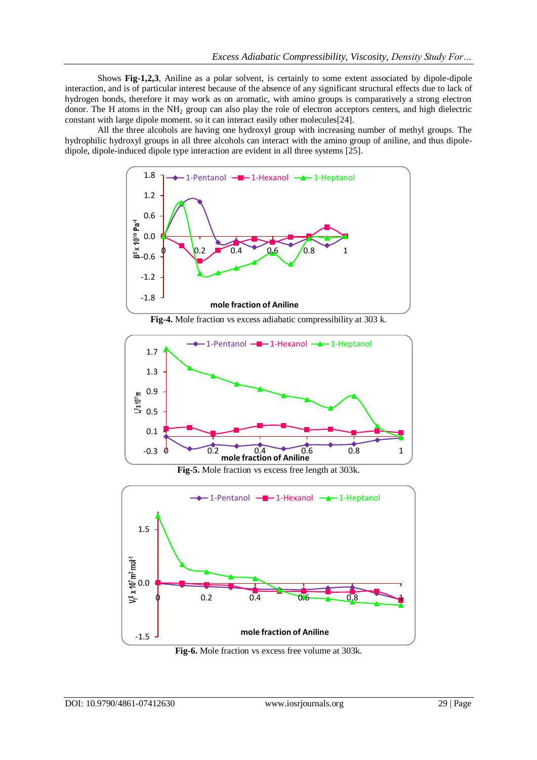Shows **Fig-1,2,3**, Aniline as a polar solvent, is certainly to some extent associated by dipole-dipole interaction, and is of particular interest because of the absence of any significant structural effects due to lack of hydrogen bonds, therefore it may work as on aromatic, with amino groups is comparatively a strong electron donor. The H atoms in the $NH_2$ group can also play the role of electron acceptors centers, and high dielectric constant with large dipole moment. so it can interact easily other molecules[24].

All the three alcohols are having one hydroxyl group with increasing number of methyl groups. The hydrophilic hydroxyl groups in all three alcohols can interact with the amino group of aniline, and thus dipole-dipole, dipole-induced dipole type interaction are evident in all three systems [25].

**Fig-4.** Mole fraction vs excess adiabatic compressibility at 303 k.

**Fig-5.** Mole fraction vs excess free length at 303k.

**Fig-6.** Mole fraction vs excess free volume at 303k.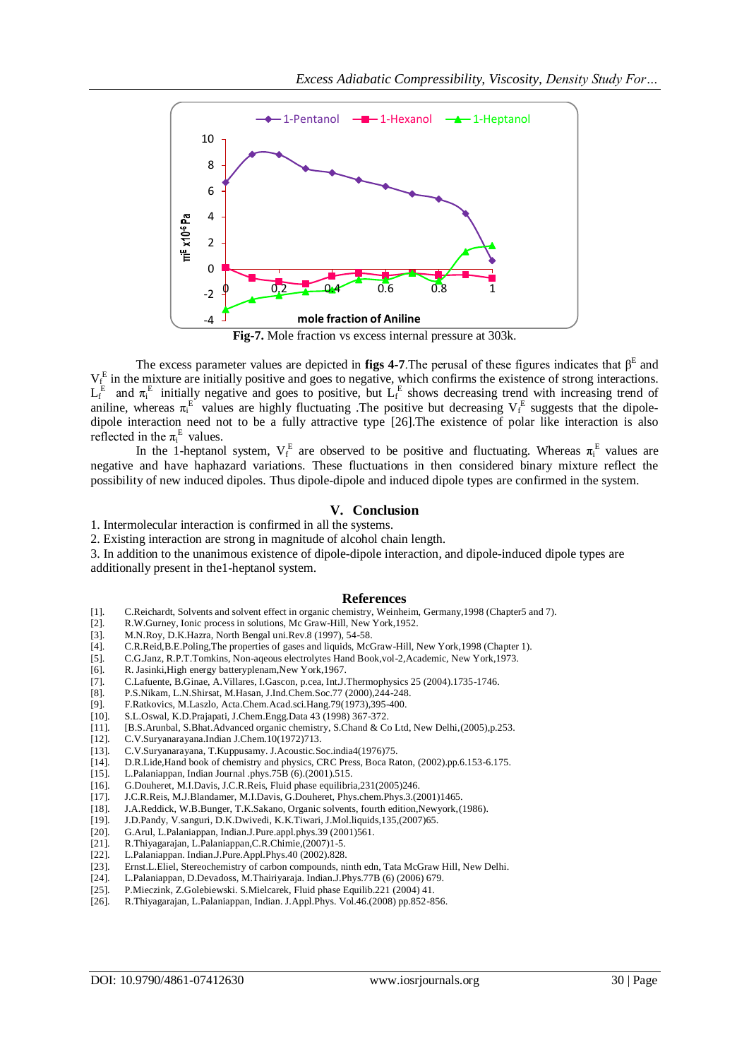1-Pentanol 1-Hexanol 1-Heptanol

10
8
6
4
2
0
-2
-4

$\pi_i^E$ x10$^{-6}$ Pa

0 0.2 0.4 0.6 0.8 1

mole fraction of Aniline

**Fig-7.** Mole fraction vs excess internal pressure at 303k.

The excess parameter values are depicted in **figs 4-7**.The perusal of these figures indicates that $\beta^E$ and $V_f^E$ in the mixture are initially positive and goes to negative, which confirms the existence of strong interactions. $L_f^E$ and $\pi_i^E$ initially negative and goes to positive, but $L_f^E$ shows decreasing trend with increasing trend of aniline, whereas $\pi_i^E$ values are highly fluctuating .The positive but decreasing $V_f^E$ suggests that the dipole-dipole interaction need not to be a fully attractive type [26].The existence of polar like interaction is also reflected in the $\pi_i^E$ values.

In the 1-heptanol system, $V_f^E$ are observed to be positive and fluctuating. Whereas $\pi_i^E$ values are negative and have haphazard variations. These fluctuations in then considered binary mixture reflect the possibility of new induced dipoles. Thus dipole-dipole and induced dipole types are confirmed in the system.

## V. Conclusion

1. Intermolecular interaction is confirmed in all the systems.
2. Existing interaction are strong in magnitude of alcohol chain length.
3. In addition to the unanimous existence of dipole-dipole interaction, and dipole-induced dipole types are additionally present in the1-heptanol system.

## References

[1]. C.Reichardt, Solvents and solvent effect in organic chemistry, Weinheim, Germany,1998 (Chapter5 and 7).
[2]. R.W.Gurney, Ionic process in solutions, Mc Graw-Hill, New York,1952.
[3]. M.N.Roy, D.K.Hazra, North Bengal uni.Rev.8 (1997), 54-58.
[4]. C.R.Reid,B.E.Poling,The properties of gases and liquids, McGraw-Hill, New York,1998 (Chapter 1).
[5]. C.G.Janz, R.P.T.Tomkins, Non-aqeous electrolytes Hand Book,vol-2,Academic, New York,1973.
[6]. R. Jasinki,High energy batteryplenam,New York,1967.
[7]. C.Lafuente, B.Ginae, A.Villares, I.Gascon, p.cea, Int.J.Thermophysics 25 (2004).1735-1746.
[8]. P.S.Nikam, L.N.Shirsat, M.Hasan, J.Ind.Chem.Soc.77 (2000),244-248.
[9]. F.Ratkovics, M.Laszlo, Acta.Chem.Acad.sci.Hang.79(1973),395-400.
[10]. S.L.Oswal, K.D.Prajapati, J.Chem.Engg.Data 43 (1998) 367-372.
[11]. [B.S.Arunbal, S.Bhat.Advanced organic chemistry, S.Chand & Co Ltd, New Delhi,(2005),p.253.
[12]. C.V.Suryanarayana.Indian J.Chem.10(1972)713.
[13]. C.V.Suryanarayana, T.Kuppusamy. J.Acoustic.Soc.india4(1976)75.
[14]. D.R.Lide,Hand book of chemistry and physics, CRC Press, Boca Raton, (2002).pp.6.153-6.175.
[15]. L.Palaniappan, Indian Journal .phys.75B (6).(2001).515.
[16]. G.Douheret, M.I.Davis, J.C.R.Reis, Fluid phase equilibria,231(2005)246.
[17]. J.C.R.Reis, M.J.Blandamer, M.I.Davis, G.Douheret, Phys.chem.Phys.3.(2001)1465.
[18]. J.A.Reddick, W.B.Bunger, T.K.Sakano, Organic solvents, fourth edition,Newyork,(1986).
[19]. J.D.Pandy, V.sanguri, D.K.Dwivedi, K.K.Tiwari, J.Mol.liquids,135,(2007)65.
[20]. G.Arul, L.Palaniappan, Indian.J.Pure.appl.phys.39 (2001)561.
[21]. R.Thiyagarajan, L.Palaniappan,C.R.Chimie,(2007)1-5.
[22]. L.Palaniappan. Indian.J.Pure.Appl.Phys.40 (2002).828.
[23]. Ernst.L.Eliel, Stereochemistry of carbon compounds, ninth edn, Tata McGraw Hill, New Delhi.
[24]. L.Palaniappan, D.Devadoss, M.Thairiyaraja. Indian.J.Phys.77B (6) (2006) 679.
[25]. P.Mieczink, Z.Golebiewski. S.Mielcarek, Fluid phase Equilib.221 (2004) 41.
[26]. R.Thiyagarajan, L.Palaniappan, Indian. J.Appl.Phys. Vol.46.(2008) pp.852-856.